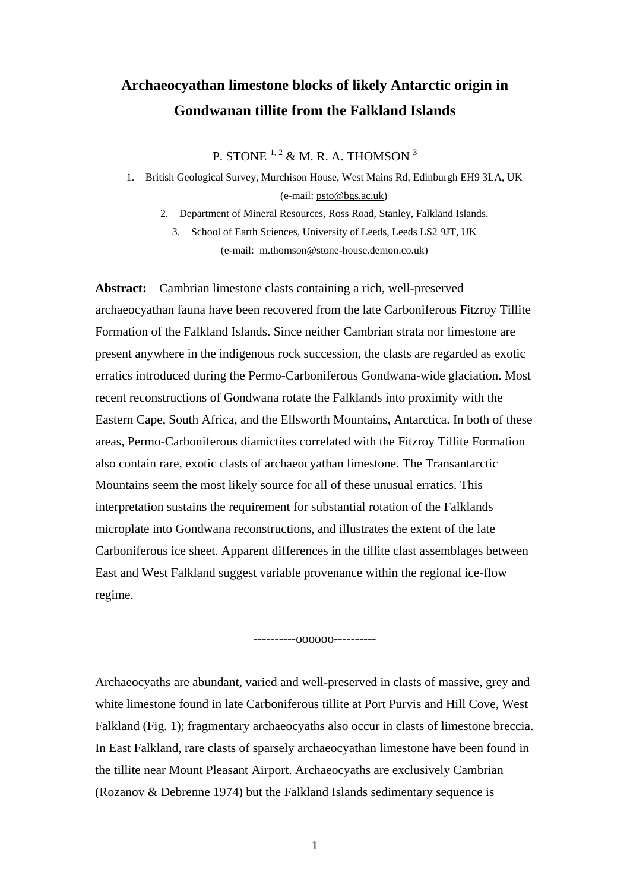# Archaeocyathan limestone blocks of likely Antarctic origin in Gondwanan tillite from the Falkland Islands

P. STONE [1, 2] & M. R. A. THOMSON [3]

1. British Geological Survey, Murchison House, West Mains Rd, Edinburgh EH9 3LA, UK (e-mail: psto@bgs.ac.uk)
2. Department of Mineral Resources, Ross Road, Stanley, Falkland Islands.
3. School of Earth Sciences, University of Leeds, Leeds LS2 9JT, UK (e-mail: m.thomson@stone-house.demon.co.uk)

**Abstract:** Cambrian limestone clasts containing a rich, well-preserved archaeocyathan fauna have been recovered from the late Carboniferous Fitzroy Tillite Formation of the Falkland Islands. Since neither Cambrian strata nor limestone are present anywhere in the indigenous rock succession, the clasts are regarded as exotic erratics introduced during the Permo-Carboniferous Gondwana-wide glaciation. Most recent reconstructions of Gondwana rotate the Falklands into proximity with the Eastern Cape, South Africa, and the Ellsworth Mountains, Antarctica. In both of these areas, Permo-Carboniferous diamictites correlated with the Fitzroy Tillite Formation also contain rare, exotic clasts of archaeocyathan limestone. The Transantarctic Mountains seem the most likely source for all of these unusual erratics. This interpretation sustains the requirement for substantial rotation of the Falklands microplate into Gondwana reconstructions, and illustrates the extent of the late Carboniferous ice sheet. Apparent differences in the tillite clast assemblages between East and West Falkland suggest variable provenance within the regional ice-flow regime.

----------oooooo----------

Archaeocyaths are abundant, varied and well-preserved in clasts of massive, grey and white limestone found in late Carboniferous tillite at Port Purvis and Hill Cove, West Falkland (Fig. 1); fragmentary archaeocyaths also occur in clasts of limestone breccia. In East Falkland, rare clasts of sparsely archaeocyathan limestone have been found in the tillite near Mount Pleasant Airport. Archaeocyaths are exclusively Cambrian (Rozanov & Debrenne 1974) but the Falkland Islands sedimentary sequence is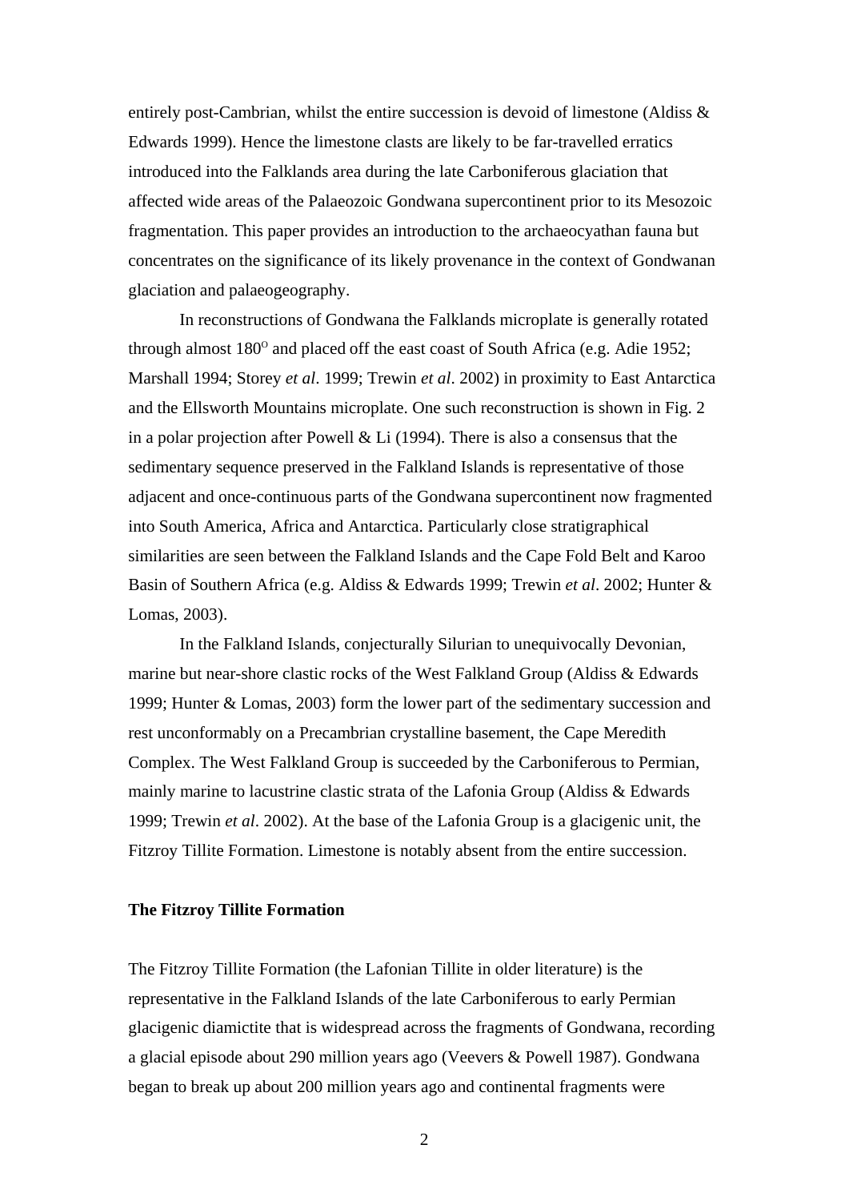entirely post-Cambrian, whilst the entire succession is devoid of limestone (Aldiss & Edwards 1999). Hence the limestone clasts are likely to be far-travelled erratics introduced into the Falklands area during the late Carboniferous glaciation that affected wide areas of the Palaeozoic Gondwana supercontinent prior to its Mesozoic fragmentation. This paper provides an introduction to the archaeocyathan fauna but concentrates on the significance of its likely provenance in the context of Gondwanan glaciation and palaeogeography.

In reconstructions of Gondwana the Falklands microplate is generally rotated through almost 180$^{O}$ and placed off the east coast of South Africa (e.g. Adie 1952; Marshall 1994; Storey *et al*. 1999; Trewin *et al*. 2002) in proximity to East Antarctica and the Ellsworth Mountains microplate. One such reconstruction is shown in Fig. 2 in a polar projection after Powell & Li (1994). There is also a consensus that the sedimentary sequence preserved in the Falkland Islands is representative of those adjacent and once-continuous parts of the Gondwana supercontinent now fragmented into South America, Africa and Antarctica. Particularly close stratigraphical similarities are seen between the Falkland Islands and the Cape Fold Belt and Karoo Basin of Southern Africa (e.g. Aldiss & Edwards 1999; Trewin *et al*. 2002; Hunter & Lomas, 2003).

In the Falkland Islands, conjecturally Silurian to unequivocally Devonian, marine but near-shore clastic rocks of the West Falkland Group (Aldiss & Edwards 1999; Hunter & Lomas, 2003) form the lower part of the sedimentary succession and rest unconformably on a Precambrian crystalline basement, the Cape Meredith Complex. The West Falkland Group is succeeded by the Carboniferous to Permian, mainly marine to lacustrine clastic strata of the Lafonia Group (Aldiss & Edwards 1999; Trewin *et al*. 2002). At the base of the Lafonia Group is a glacigenic unit, the Fitzroy Tillite Formation. Limestone is notably absent from the entire succession.

## The Fitzroy Tillite Formation

The Fitzroy Tillite Formation (the Lafonian Tillite in older literature) is the representative in the Falkland Islands of the late Carboniferous to early Permian glacigenic diamictite that is widespread across the fragments of Gondwana, recording a glacial episode about 290 million years ago (Veevers & Powell 1987). Gondwana began to break up about 200 million years ago and continental fragments were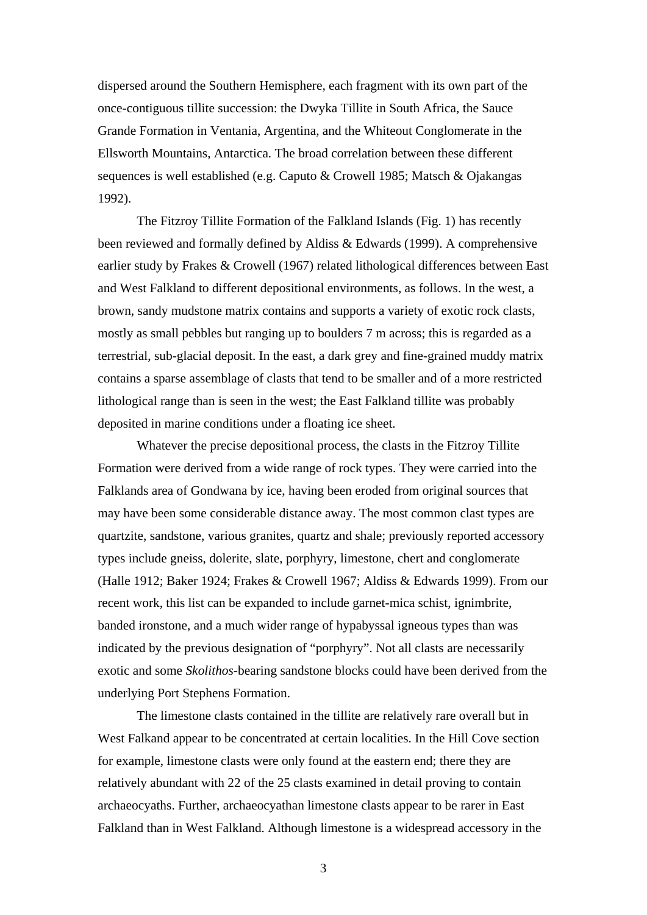dispersed around the Southern Hemisphere, each fragment with its own part of the once-contiguous tillite succession: the Dwyka Tillite in South Africa, the Sauce Grande Formation in Ventania, Argentina, and the Whiteout Conglomerate in the Ellsworth Mountains, Antarctica. The broad correlation between these different sequences is well established (e.g. Caputo & Crowell 1985; Matsch & Ojakangas 1992).

The Fitzroy Tillite Formation of the Falkland Islands (Fig. 1) has recently been reviewed and formally defined by Aldiss & Edwards (1999). A comprehensive earlier study by Frakes & Crowell (1967) related lithological differences between East and West Falkland to different depositional environments, as follows. In the west, a brown, sandy mudstone matrix contains and supports a variety of exotic rock clasts, mostly as small pebbles but ranging up to boulders 7 m across; this is regarded as a terrestrial, sub-glacial deposit. In the east, a dark grey and fine-grained muddy matrix contains a sparse assemblage of clasts that tend to be smaller and of a more restricted lithological range than is seen in the west; the East Falkland tillite was probably deposited in marine conditions under a floating ice sheet.

Whatever the precise depositional process, the clasts in the Fitzroy Tillite Formation were derived from a wide range of rock types. They were carried into the Falklands area of Gondwana by ice, having been eroded from original sources that may have been some considerable distance away. The most common clast types are quartzite, sandstone, various granites, quartz and shale; previously reported accessory types include gneiss, dolerite, slate, porphyry, limestone, chert and conglomerate (Halle 1912; Baker 1924; Frakes & Crowell 1967; Aldiss & Edwards 1999). From our recent work, this list can be expanded to include garnet-mica schist, ignimbrite, banded ironstone, and a much wider range of hypabyssal igneous types than was indicated by the previous designation of "porphyry". Not all clasts are necessarily exotic and some *Skolithos*-bearing sandstone blocks could have been derived from the underlying Port Stephens Formation.

The limestone clasts contained in the tillite are relatively rare overall but in West Falkand appear to be concentrated at certain localities. In the Hill Cove section for example, limestone clasts were only found at the eastern end; there they are relatively abundant with 22 of the 25 clasts examined in detail proving to contain archaeocyaths. Further, archaeocyathan limestone clasts appear to be rarer in East Falkland than in West Falkland. Although limestone is a widespread accessory in the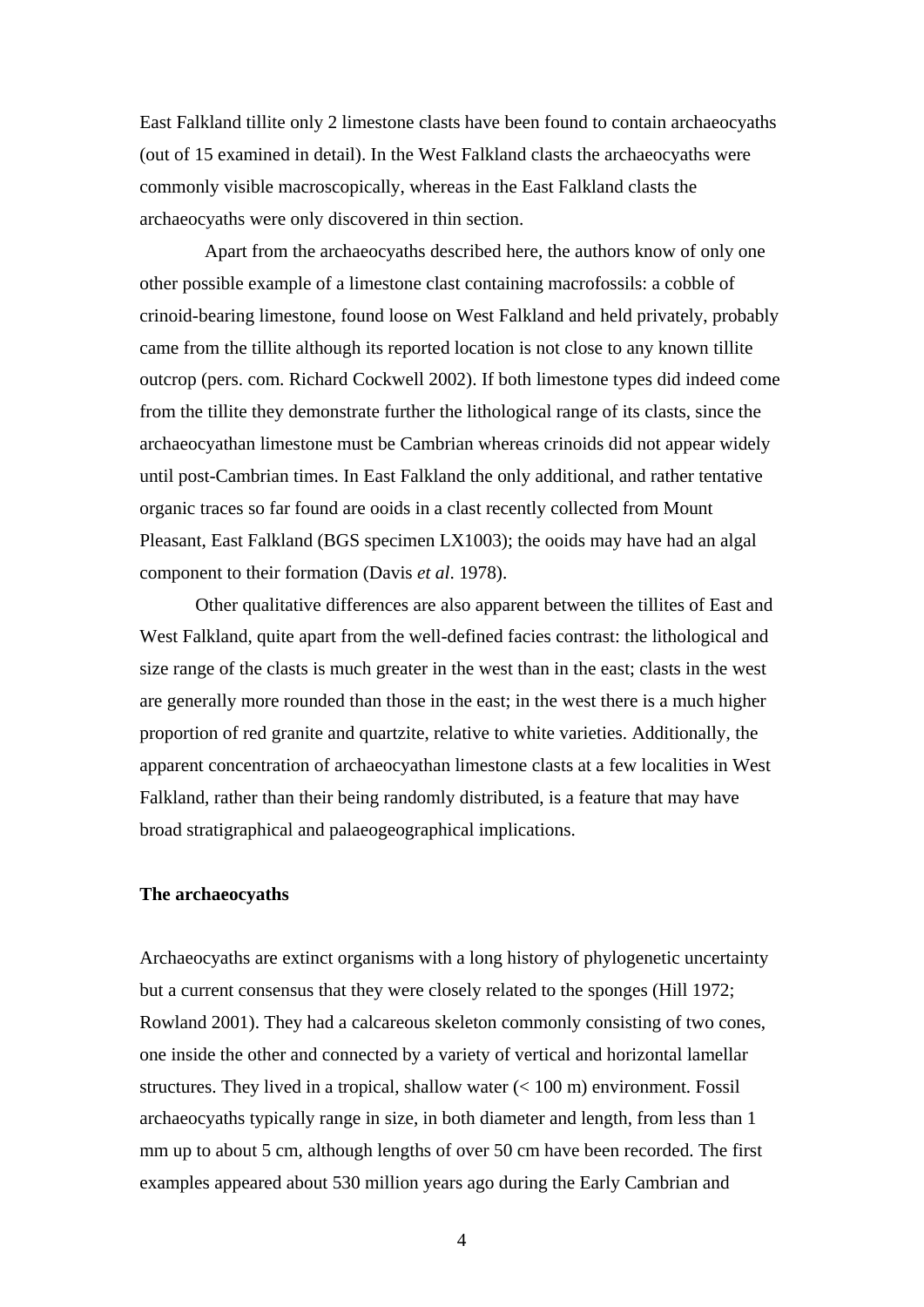East Falkland tillite only 2 limestone clasts have been found to contain archaeocyaths (out of 15 examined in detail). In the West Falkland clasts the archaeocyaths were commonly visible macroscopically, whereas in the East Falkland clasts the archaeocyaths were only discovered in thin section.

Apart from the archaeocyaths described here, the authors know of only one other possible example of a limestone clast containing macrofossils: a cobble of crinoid-bearing limestone, found loose on West Falkland and held privately, probably came from the tillite although its reported location is not close to any known tillite outcrop (pers. com. Richard Cockwell 2002). If both limestone types did indeed come from the tillite they demonstrate further the lithological range of its clasts, since the archaeocyathan limestone must be Cambrian whereas crinoids did not appear widely until post-Cambrian times. In East Falkland the only additional, and rather tentative organic traces so far found are ooids in a clast recently collected from Mount Pleasant, East Falkland (BGS specimen LX1003); the ooids may have had an algal component to their formation (Davis *et al*. 1978).

Other qualitative differences are also apparent between the tillites of East and West Falkland, quite apart from the well-defined facies contrast: the lithological and size range of the clasts is much greater in the west than in the east; clasts in the west are generally more rounded than those in the east; in the west there is a much higher proportion of red granite and quartzite, relative to white varieties. Additionally, the apparent concentration of archaeocyathan limestone clasts at a few localities in West Falkland, rather than their being randomly distributed, is a feature that may have broad stratigraphical and palaeogeographical implications.

**The archaeocyaths**

Archaeocyaths are extinct organisms with a long history of phylogenetic uncertainty but a current consensus that they were closely related to the sponges (Hill 1972; Rowland 2001). They had a calcareous skeleton commonly consisting of two cones, one inside the other and connected by a variety of vertical and horizontal lamellar structures. They lived in a tropical, shallow water (< 100 m) environment. Fossil archaeocyaths typically range in size, in both diameter and length, from less than 1 mm up to about 5 cm, although lengths of over 50 cm have been recorded. The first examples appeared about 530 million years ago during the Early Cambrian and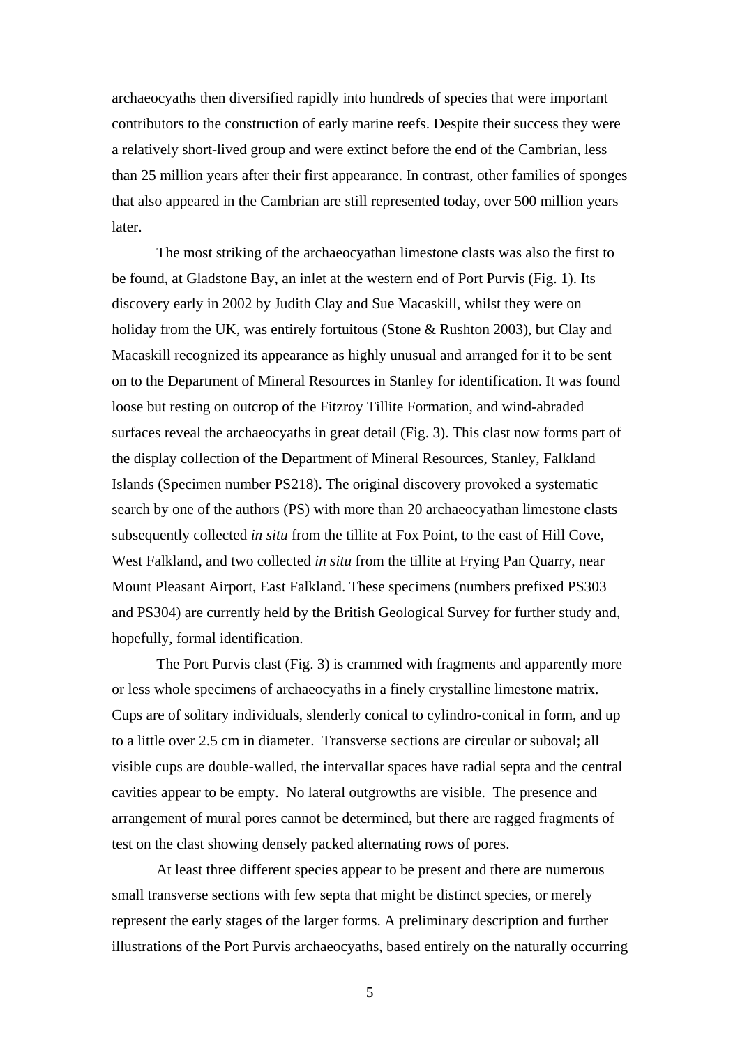archaeocyaths then diversified rapidly into hundreds of species that were important contributors to the construction of early marine reefs. Despite their success they were a relatively short-lived group and were extinct before the end of the Cambrian, less than 25 million years after their first appearance. In contrast, other families of sponges that also appeared in the Cambrian are still represented today, over 500 million years later.

The most striking of the archaeocyathan limestone clasts was also the first to be found, at Gladstone Bay, an inlet at the western end of Port Purvis (Fig. 1). Its discovery early in 2002 by Judith Clay and Sue Macaskill, whilst they were on holiday from the UK, was entirely fortuitous (Stone & Rushton 2003), but Clay and Macaskill recognized its appearance as highly unusual and arranged for it to be sent on to the Department of Mineral Resources in Stanley for identification. It was found loose but resting on outcrop of the Fitzroy Tillite Formation, and wind-abraded surfaces reveal the archaeocyaths in great detail (Fig. 3). This clast now forms part of the display collection of the Department of Mineral Resources, Stanley, Falkland Islands (Specimen number PS218). The original discovery provoked a systematic search by one of the authors (PS) with more than 20 archaeocyathan limestone clasts subsequently collected *in situ* from the tillite at Fox Point, to the east of Hill Cove, West Falkland, and two collected *in situ* from the tillite at Frying Pan Quarry, near Mount Pleasant Airport, East Falkland. These specimens (numbers prefixed PS303 and PS304) are currently held by the British Geological Survey for further study and, hopefully, formal identification.

The Port Purvis clast (Fig. 3) is crammed with fragments and apparently more or less whole specimens of archaeocyaths in a finely crystalline limestone matrix. Cups are of solitary individuals, slenderly conical to cylindro-conical in form, and up to a little over 2.5 cm in diameter. Transverse sections are circular or suboval; all visible cups are double-walled, the intervallar spaces have radial septa and the central cavities appear to be empty. No lateral outgrowths are visible. The presence and arrangement of mural pores cannot be determined, but there are ragged fragments of test on the clast showing densely packed alternating rows of pores.

At least three different species appear to be present and there are numerous small transverse sections with few septa that might be distinct species, or merely represent the early stages of the larger forms. A preliminary description and further illustrations of the Port Purvis archaeocyaths, based entirely on the naturally occurring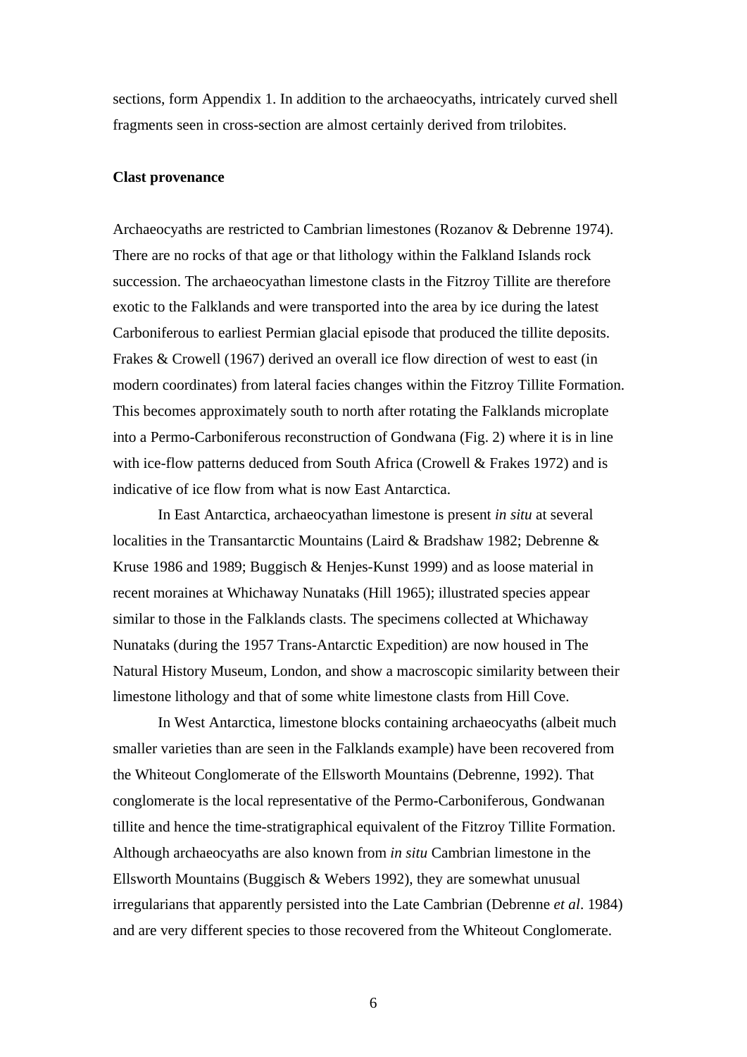sections, form Appendix 1. In addition to the archaeocyaths, intricately curved shell fragments seen in cross-section are almost certainly derived from trilobites.

**Clast provenance**

Archaeocyaths are restricted to Cambrian limestones (Rozanov & Debrenne 1974). There are no rocks of that age or that lithology within the Falkland Islands rock succession. The archaeocyathan limestone clasts in the Fitzroy Tillite are therefore exotic to the Falklands and were transported into the area by ice during the latest Carboniferous to earliest Permian glacial episode that produced the tillite deposits. Frakes & Crowell (1967) derived an overall ice flow direction of west to east (in modern coordinates) from lateral facies changes within the Fitzroy Tillite Formation. This becomes approximately south to north after rotating the Falklands microplate into a Permo-Carboniferous reconstruction of Gondwana (Fig. 2) where it is in line with ice-flow patterns deduced from South Africa (Crowell & Frakes 1972) and is indicative of ice flow from what is now East Antarctica.

In East Antarctica, archaeocyathan limestone is present *in situ* at several localities in the Transantarctic Mountains (Laird & Bradshaw 1982; Debrenne & Kruse 1986 and 1989; Buggisch & Henjes-Kunst 1999) and as loose material in recent moraines at Whichaway Nunataks (Hill 1965); illustrated species appear similar to those in the Falklands clasts. The specimens collected at Whichaway Nunataks (during the 1957 Trans-Antarctic Expedition) are now housed in The Natural History Museum, London, and show a macroscopic similarity between their limestone lithology and that of some white limestone clasts from Hill Cove.

In West Antarctica, limestone blocks containing archaeocyaths (albeit much smaller varieties than are seen in the Falklands example) have been recovered from the Whiteout Conglomerate of the Ellsworth Mountains (Debrenne, 1992). That conglomerate is the local representative of the Permo-Carboniferous, Gondwanan tillite and hence the time-stratigraphical equivalent of the Fitzroy Tillite Formation. Although archaeocyaths are also known from *in situ* Cambrian limestone in the Ellsworth Mountains (Buggisch & Webers 1992), they are somewhat unusual irregularians that apparently persisted into the Late Cambrian (Debrenne *et al*. 1984) and are very different species to those recovered from the Whiteout Conglomerate.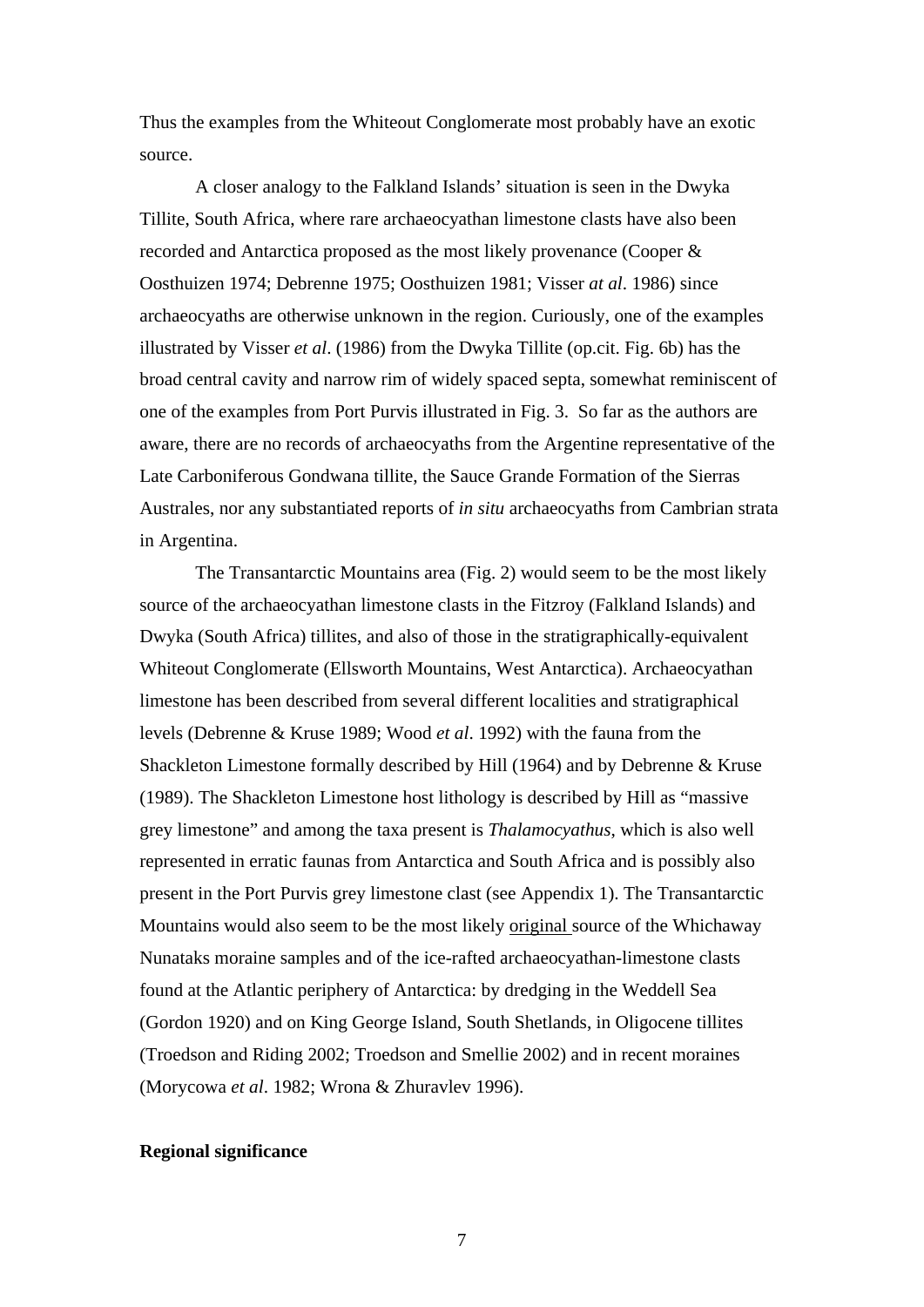Thus the examples from the Whiteout Conglomerate most probably have an exotic source.

A closer analogy to the Falkland Islands' situation is seen in the Dwyka Tillite, South Africa, where rare archaeocyathan limestone clasts have also been recorded and Antarctica proposed as the most likely provenance (Cooper & Oosthuizen 1974; Debrenne 1975; Oosthuizen 1981; Visser *at al*. 1986) since archaeocyaths are otherwise unknown in the region. Curiously, one of the examples illustrated by Visser *et al*. (1986) from the Dwyka Tillite (op.cit. Fig. 6b) has the broad central cavity and narrow rim of widely spaced septa, somewhat reminiscent of one of the examples from Port Purvis illustrated in Fig. 3. So far as the authors are aware, there are no records of archaeocyaths from the Argentine representative of the Late Carboniferous Gondwana tillite, the Sauce Grande Formation of the Sierras Australes, nor any substantiated reports of *in situ* archaeocyaths from Cambrian strata in Argentina.

The Transantarctic Mountains area (Fig. 2) would seem to be the most likely source of the archaeocyathan limestone clasts in the Fitzroy (Falkland Islands) and Dwyka (South Africa) tillites, and also of those in the stratigraphically-equivalent Whiteout Conglomerate (Ellsworth Mountains, West Antarctica). Archaeocyathan limestone has been described from several different localities and stratigraphical levels (Debrenne & Kruse 1989; Wood *et al*. 1992) with the fauna from the Shackleton Limestone formally described by Hill (1964) and by Debrenne & Kruse (1989). The Shackleton Limestone host lithology is described by Hill as "massive grey limestone" and among the taxa present is *Thalamocyathus*, which is also well represented in erratic faunas from Antarctica and South Africa and is possibly also present in the Port Purvis grey limestone clast (see Appendix 1). The Transantarctic Mountains would also seem to be the most likely original source of the Whichaway Nunataks moraine samples and of the ice-rafted archaeocyathan-limestone clasts found at the Atlantic periphery of Antarctica: by dredging in the Weddell Sea (Gordon 1920) and on King George Island, South Shetlands, in Oligocene tillites (Troedson and Riding 2002; Troedson and Smellie 2002) and in recent moraines (Morycowa *et al*. 1982; Wrona & Zhuravlev 1996).

**Regional significance**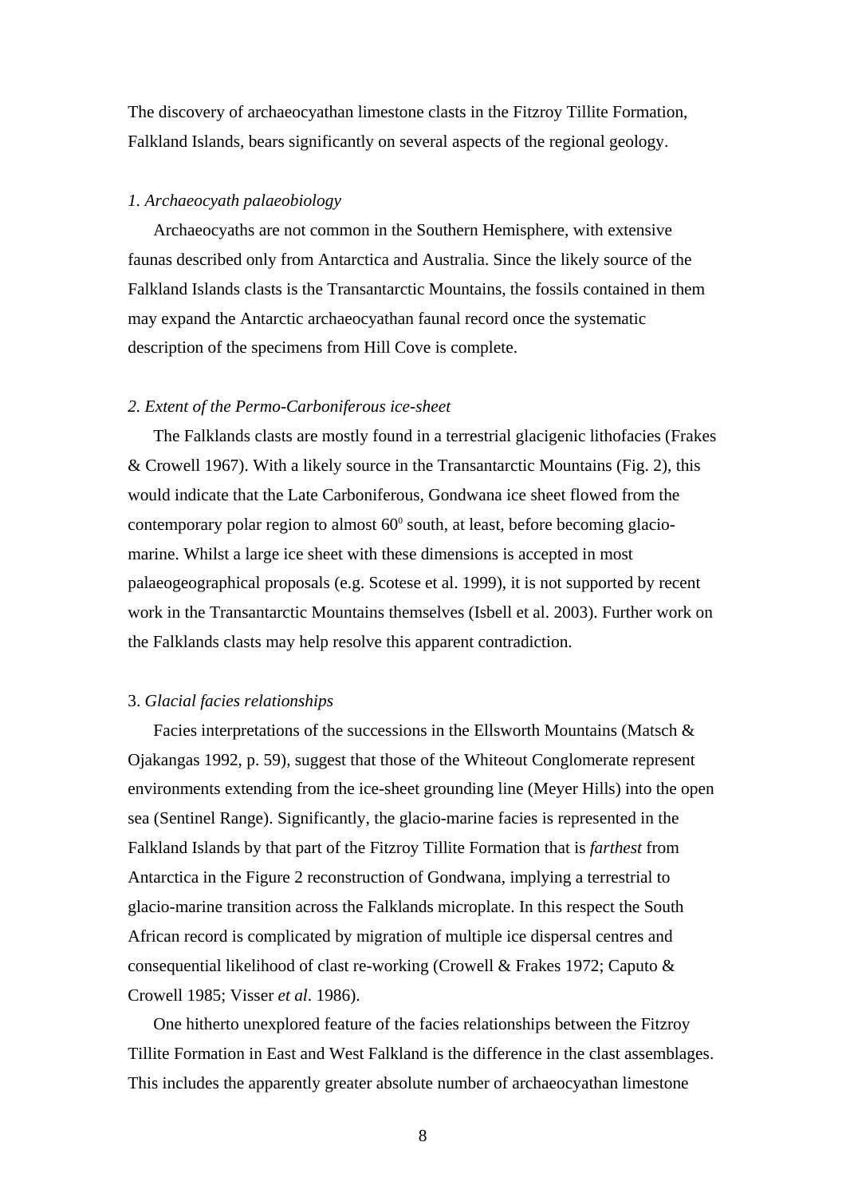The discovery of archaeocyathan limestone clasts in the Fitzroy Tillite Formation, Falkland Islands, bears significantly on several aspects of the regional geology.

*1. Archaeocyath palaeobiology*

Archaeocyaths are not common in the Southern Hemisphere, with extensive faunas described only from Antarctica and Australia. Since the likely source of the Falkland Islands clasts is the Transantarctic Mountains, the fossils contained in them may expand the Antarctic archaeocyathan faunal record once the systematic description of the specimens from Hill Cove is complete.

*2. Extent of the Permo-Carboniferous ice-sheet*

The Falklands clasts are mostly found in a terrestrial glacigenic lithofacies (Frakes & Crowell 1967). With a likely source in the Transantarctic Mountains (Fig. 2), this would indicate that the Late Carboniferous, Gondwana ice sheet flowed from the contemporary polar region to almost $60^0$ south, at least, before becoming glacio-marine. Whilst a large ice sheet with these dimensions is accepted in most palaeogeographical proposals (e.g. Scotese et al. 1999), it is not supported by recent work in the Transantarctic Mountains themselves (Isbell et al. 2003). Further work on the Falklands clasts may help resolve this apparent contradiction.

3. *Glacial facies relationships*

Facies interpretations of the successions in the Ellsworth Mountains (Matsch & Ojakangas 1992, p. 59), suggest that those of the Whiteout Conglomerate represent environments extending from the ice-sheet grounding line (Meyer Hills) into the open sea (Sentinel Range). Significantly, the glacio-marine facies is represented in the Falkland Islands by that part of the Fitzroy Tillite Formation that is *farthest* from Antarctica in the Figure 2 reconstruction of Gondwana, implying a terrestrial to glacio-marine transition across the Falklands microplate. In this respect the South African record is complicated by migration of multiple ice dispersal centres and consequential likelihood of clast re-working (Crowell & Frakes 1972; Caputo & Crowell 1985; Visser *et al*. 1986).

One hitherto unexplored feature of the facies relationships between the Fitzroy Tillite Formation in East and West Falkland is the difference in the clast assemblages. This includes the apparently greater absolute number of archaeocyathan limestone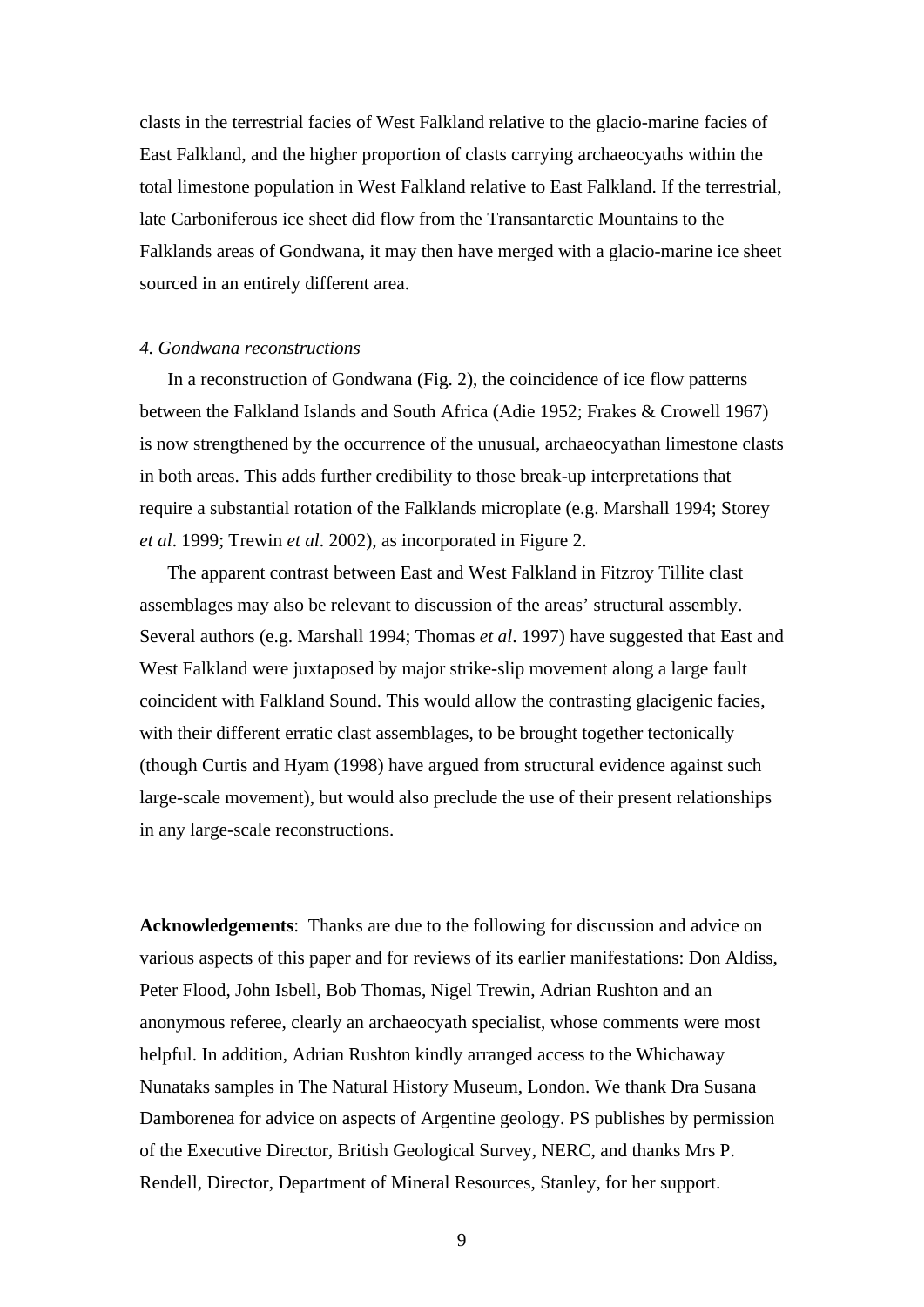clasts in the terrestrial facies of West Falkland relative to the glacio-marine facies of East Falkland, and the higher proportion of clasts carrying archaeocyaths within the total limestone population in West Falkland relative to East Falkland. If the terrestrial, late Carboniferous ice sheet did flow from the Transantarctic Mountains to the Falklands areas of Gondwana, it may then have merged with a glacio-marine ice sheet sourced in an entirely different area.

*4. Gondwana reconstructions*

In a reconstruction of Gondwana (Fig. 2), the coincidence of ice flow patterns between the Falkland Islands and South Africa (Adie 1952; Frakes & Crowell 1967) is now strengthened by the occurrence of the unusual, archaeocyathan limestone clasts in both areas. This adds further credibility to those break-up interpretations that require a substantial rotation of the Falklands microplate (e.g. Marshall 1994; Storey *et al*. 1999; Trewin *et al*. 2002), as incorporated in Figure 2.

The apparent contrast between East and West Falkland in Fitzroy Tillite clast assemblages may also be relevant to discussion of the areas' structural assembly. Several authors (e.g. Marshall 1994; Thomas *et al*. 1997) have suggested that East and West Falkland were juxtaposed by major strike-slip movement along a large fault coincident with Falkland Sound. This would allow the contrasting glacigenic facies, with their different erratic clast assemblages, to be brought together tectonically (though Curtis and Hyam (1998) have argued from structural evidence against such large-scale movement), but would also preclude the use of their present relationships in any large-scale reconstructions.

**Acknowledgements**: Thanks are due to the following for discussion and advice on various aspects of this paper and for reviews of its earlier manifestations: Don Aldiss, Peter Flood, John Isbell, Bob Thomas, Nigel Trewin, Adrian Rushton and an anonymous referee, clearly an archaeocyath specialist, whose comments were most helpful. In addition, Adrian Rushton kindly arranged access to the Whichaway Nunataks samples in The Natural History Museum, London. We thank Dra Susana Damborenea for advice on aspects of Argentine geology. PS publishes by permission of the Executive Director, British Geological Survey, NERC, and thanks Mrs P. Rendell, Director, Department of Mineral Resources, Stanley, for her support.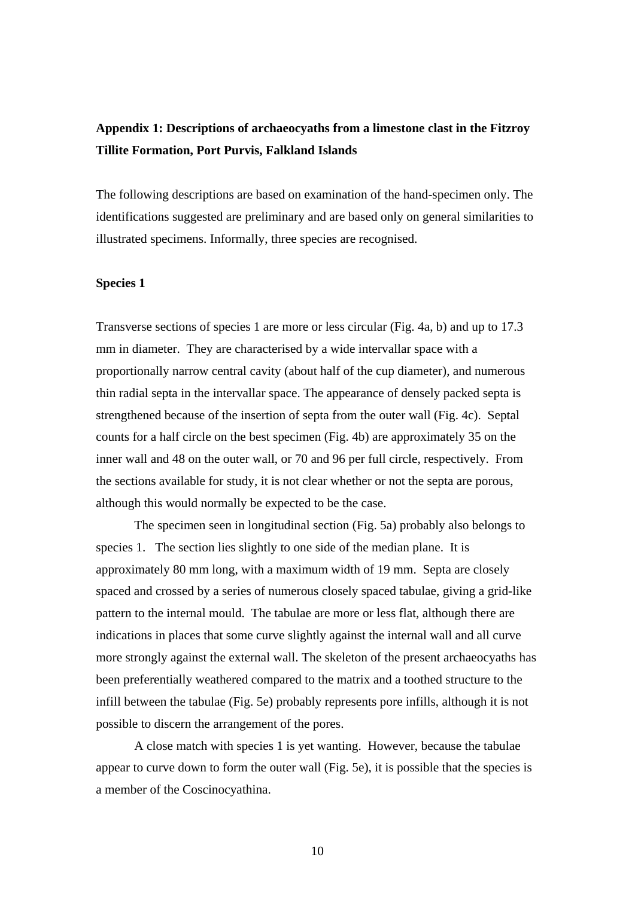## Appendix 1: Descriptions of archaeocyaths from a limestone clast in the Fitzroy Tillite Formation, Port Purvis, Falkland Islands

The following descriptions are based on examination of the hand-specimen only. The identifications suggested are preliminary and are based only on general similarities to illustrated specimens. Informally, three species are recognised.

### Species 1

Transverse sections of species 1 are more or less circular (Fig. 4a, b) and up to 17.3 mm in diameter. They are characterised by a wide intervallar space with a proportionally narrow central cavity (about half of the cup diameter), and numerous thin radial septa in the intervallar space. The appearance of densely packed septa is strengthened because of the insertion of septa from the outer wall (Fig. 4c). Septal counts for a half circle on the best specimen (Fig. 4b) are approximately 35 on the inner wall and 48 on the outer wall, or 70 and 96 per full circle, respectively. From the sections available for study, it is not clear whether or not the septa are porous, although this would normally be expected to be the case.

The specimen seen in longitudinal section (Fig. 5a) probably also belongs to species 1. The section lies slightly to one side of the median plane. It is approximately 80 mm long, with a maximum width of 19 mm. Septa are closely spaced and crossed by a series of numerous closely spaced tabulae, giving a grid-like pattern to the internal mould. The tabulae are more or less flat, although there are indications in places that some curve slightly against the internal wall and all curve more strongly against the external wall. The skeleton of the present archaeocyaths has been preferentially weathered compared to the matrix and a toothed structure to the infill between the tabulae (Fig. 5e) probably represents pore infills, although it is not possible to discern the arrangement of the pores.

A close match with species 1 is yet wanting. However, because the tabulae appear to curve down to form the outer wall (Fig. 5e), it is possible that the species is a member of the Coscinocyathina.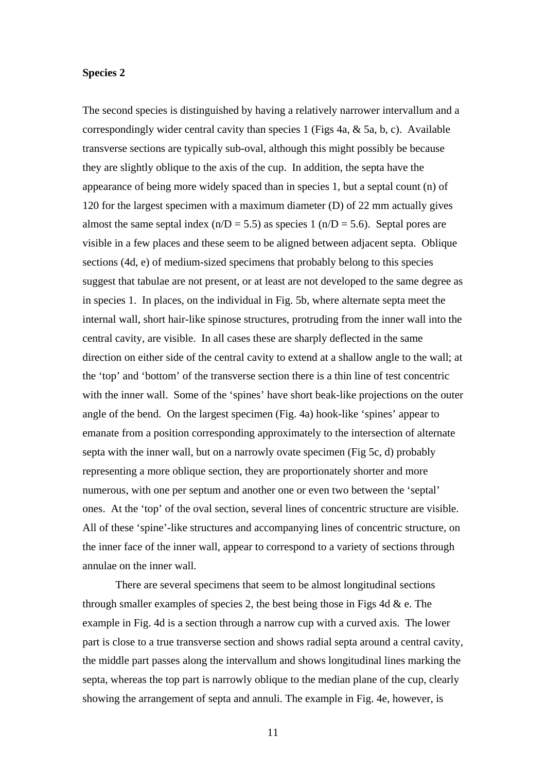**Species 2**

The second species is distinguished by having a relatively narrower intervallum and a correspondingly wider central cavity than species 1 (Figs 4a, & 5a, b, c). Available transverse sections are typically sub-oval, although this might possibly be because they are slightly oblique to the axis of the cup. In addition, the septa have the appearance of being more widely spaced than in species 1, but a septal count (n) of 120 for the largest specimen with a maximum diameter (D) of 22 mm actually gives almost the same septal index ($n/D = 5.5$) as species 1 ($n/D = 5.6$). Septal pores are visible in a few places and these seem to be aligned between adjacent septa. Oblique sections (4d, e) of medium-sized specimens that probably belong to this species suggest that tabulae are not present, or at least are not developed to the same degree as in species 1. In places, on the individual in Fig. 5b, where alternate septa meet the internal wall, short hair-like spinose structures, protruding from the inner wall into the central cavity, are visible. In all cases these are sharply deflected in the same direction on either side of the central cavity to extend at a shallow angle to the wall; at the 'top' and 'bottom' of the transverse section there is a thin line of test concentric with the inner wall. Some of the 'spines' have short beak-like projections on the outer angle of the bend. On the largest specimen (Fig. 4a) hook-like 'spines' appear to emanate from a position corresponding approximately to the intersection of alternate septa with the inner wall, but on a narrowly ovate specimen (Fig 5c, d) probably representing a more oblique section, they are proportionately shorter and more numerous, with one per septum and another one or even two between the 'septal' ones. At the 'top' of the oval section, several lines of concentric structure are visible. All of these 'spine'-like structures and accompanying lines of concentric structure, on the inner face of the inner wall, appear to correspond to a variety of sections through annulae on the inner wall.

There are several specimens that seem to be almost longitudinal sections through smaller examples of species 2, the best being those in Figs 4d & e. The example in Fig. 4d is a section through a narrow cup with a curved axis. The lower part is close to a true transverse section and shows radial septa around a central cavity, the middle part passes along the intervallum and shows longitudinal lines marking the septa, whereas the top part is narrowly oblique to the median plane of the cup, clearly showing the arrangement of septa and annuli. The example in Fig. 4e, however, is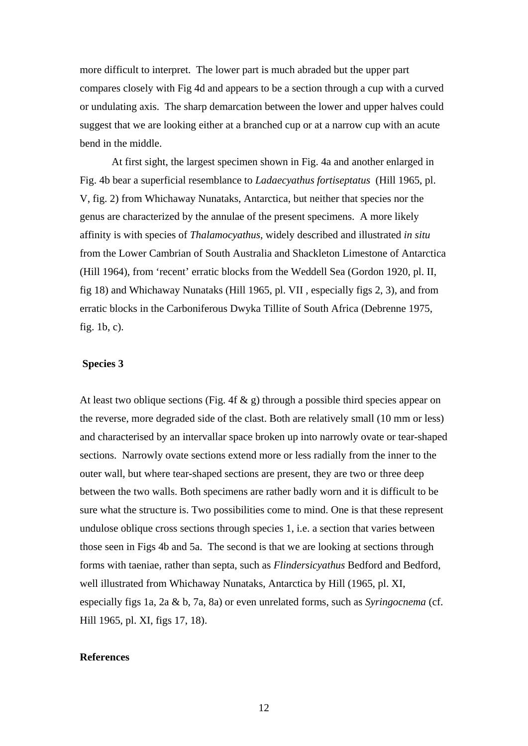more difficult to interpret. The lower part is much abraded but the upper part compares closely with Fig 4d and appears to be a section through a cup with a curved or undulating axis. The sharp demarcation between the lower and upper halves could suggest that we are looking either at a branched cup or at a narrow cup with an acute bend in the middle.

At first sight, the largest specimen shown in Fig. 4a and another enlarged in Fig. 4b bear a superficial resemblance to *Ladaecyathus fortiseptatus* (Hill 1965, pl. V, fig. 2) from Whichaway Nunataks, Antarctica, but neither that species nor the genus are characterized by the annulae of the present specimens. A more likely affinity is with species of *Thalamocyathus*, widely described and illustrated *in situ* from the Lower Cambrian of South Australia and Shackleton Limestone of Antarctica (Hill 1964), from 'recent' erratic blocks from the Weddell Sea (Gordon 1920, pl. II, fig 18) and Whichaway Nunataks (Hill 1965, pl. VII , especially figs 2, 3), and from erratic blocks in the Carboniferous Dwyka Tillite of South Africa (Debrenne 1975, fig. 1b, c).

**Species 3**

At least two oblique sections (Fig. 4f & g) through a possible third species appear on the reverse, more degraded side of the clast. Both are relatively small (10 mm or less) and characterised by an intervallar space broken up into narrowly ovate or tear-shaped sections. Narrowly ovate sections extend more or less radially from the inner to the outer wall, but where tear-shaped sections are present, they are two or three deep between the two walls. Both specimens are rather badly worn and it is difficult to be sure what the structure is. Two possibilities come to mind. One is that these represent undulose oblique cross sections through species 1, i.e. a section that varies between those seen in Figs 4b and 5a. The second is that we are looking at sections through forms with taeniae, rather than septa, such as *Flindersicyathus* Bedford and Bedford, well illustrated from Whichaway Nunataks, Antarctica by Hill (1965, pl. XI, especially figs 1a, 2a & b, 7a, 8a) or even unrelated forms, such as *Syringocnema* (cf. Hill 1965, pl. XI, figs 17, 18).

**References**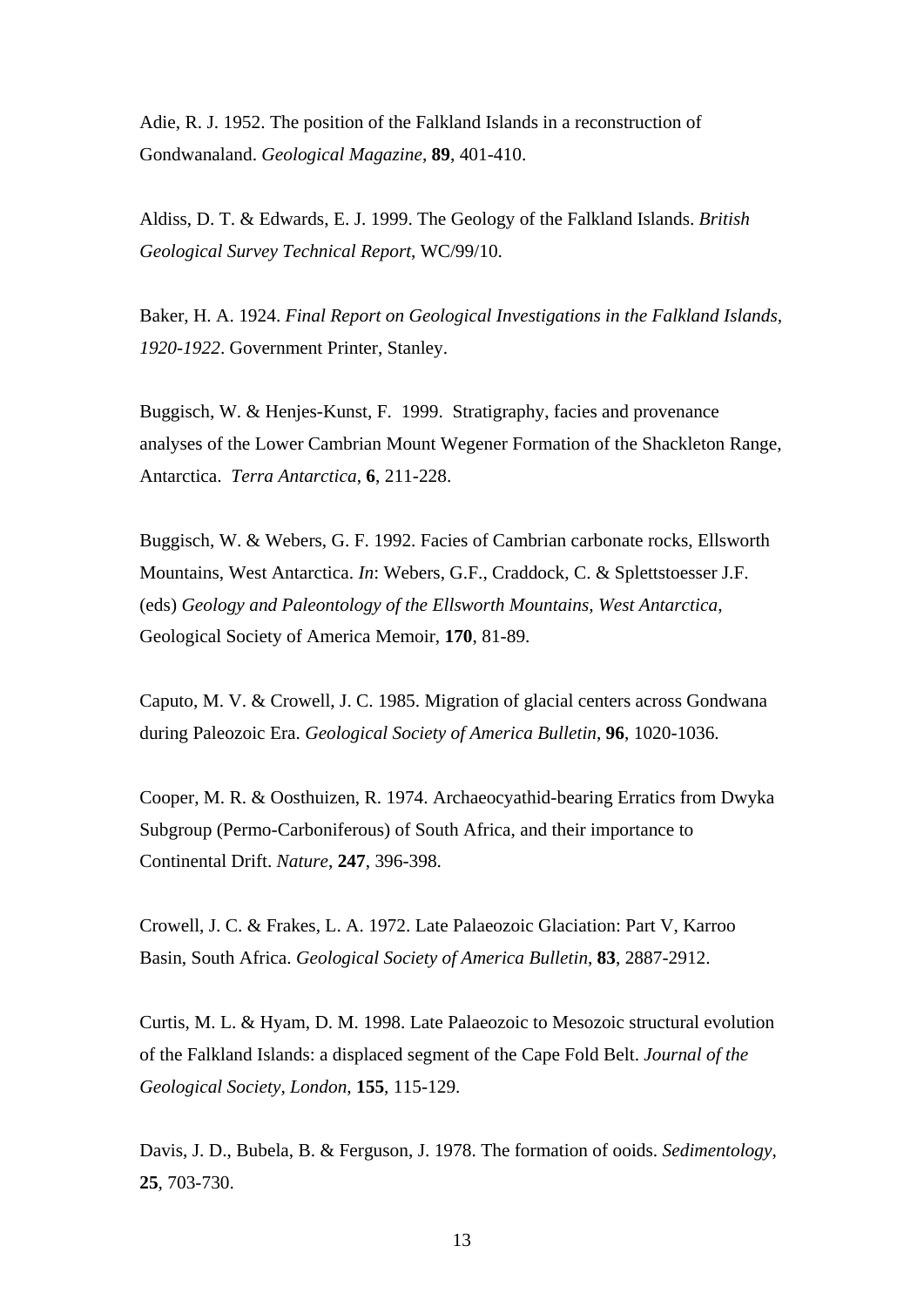Adie, R. J. 1952. The position of the Falkland Islands in a reconstruction of Gondwanaland. *Geological Magazine*, **89**, 401-410.

Aldiss, D. T. & Edwards, E. J. 1999. The Geology of the Falkland Islands. *British Geological Survey Technical Report*, WC/99/10.

Baker, H. A. 1924. *Final Report on Geological Investigations in the Falkland Islands, 1920-1922*. Government Printer, Stanley.

Buggisch, W. & Henjes-Kunst, F. 1999. Stratigraphy, facies and provenance analyses of the Lower Cambrian Mount Wegener Formation of the Shackleton Range, Antarctica. *Terra Antarctica*, **6**, 211-228.

Buggisch, W. & Webers, G. F. 1992. Facies of Cambrian carbonate rocks, Ellsworth Mountains, West Antarctica. *In*: Webers, G.F., Craddock, C. & Splettstoesser J.F. (eds) *Geology and Paleontology of the Ellsworth Mountains, West Antarctica*, Geological Society of America Memoir, **170**, 81-89.

Caputo, M. V. & Crowell, J. C. 1985. Migration of glacial centers across Gondwana during Paleozoic Era. *Geological Society of America Bulletin*, **96**, 1020-1036.

Cooper, M. R. & Oosthuizen, R. 1974. Archaeocyathid-bearing Erratics from Dwyka Subgroup (Permo-Carboniferous) of South Africa, and their importance to Continental Drift. *Nature*, **247**, 396-398.

Crowell, J. C. & Frakes, L. A. 1972. Late Palaeozoic Glaciation: Part V, Karroo Basin, South Africa. *Geological Society of America Bulletin*, **83**, 2887-2912.

Curtis, M. L. & Hyam, D. M. 1998. Late Palaeozoic to Mesozoic structural evolution of the Falkland Islands: a displaced segment of the Cape Fold Belt. *Journal of the Geological Society, London*, **155**, 115-129.

Davis, J. D., Bubela, B. & Ferguson, J. 1978. The formation of ooids. *Sedimentology*, **25**, 703-730.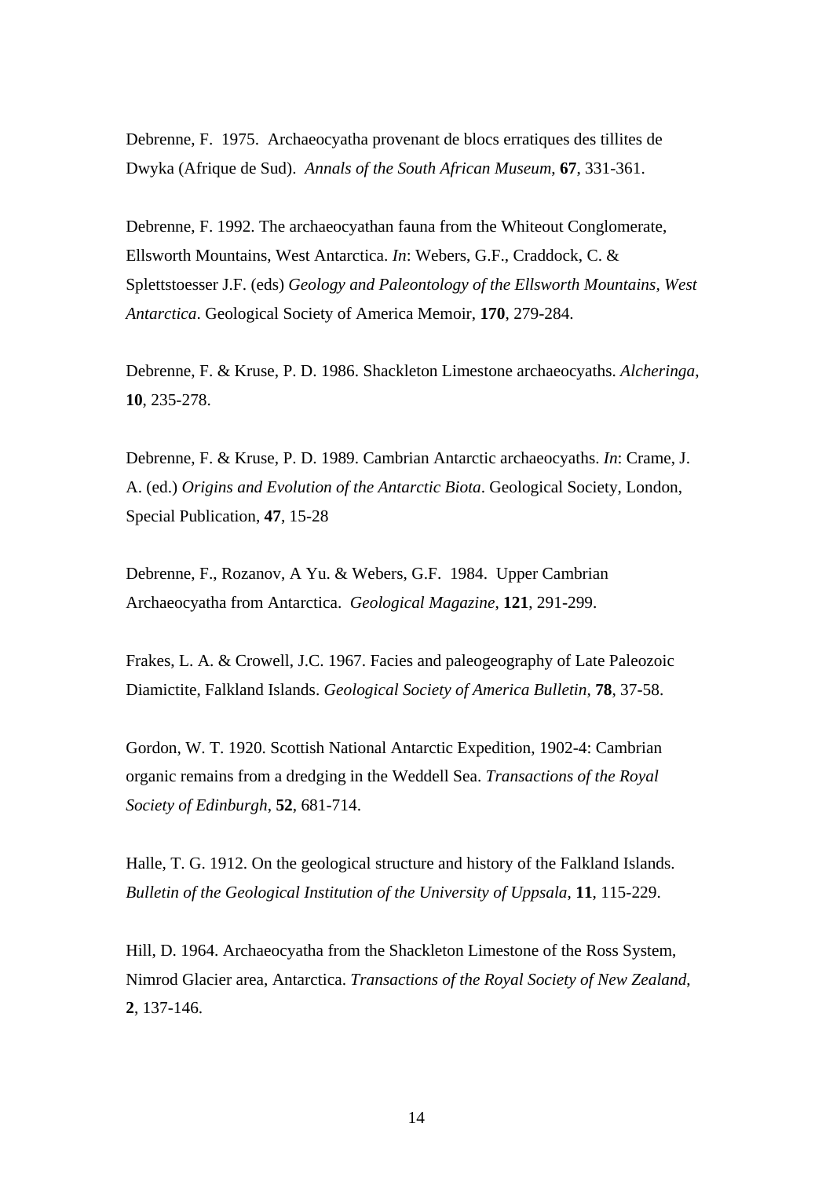Debrenne, F.  1975.  Archaeocyatha provenant de blocs erratiques des tillites de Dwyka (Afrique de Sud).  *Annals of the South African Museum*, **67**, 331-361.

Debrenne, F. 1992. The archaeocyathan fauna from the Whiteout Conglomerate, Ellsworth Mountains, West Antarctica. *In*: Webers, G.F., Craddock, C. & Splettstoesser J.F. (eds) *Geology and Paleontology of the Ellsworth Mountains, West Antarctica*. Geological Society of America Memoir, **170**, 279-284.

Debrenne, F. & Kruse, P. D. 1986. Shackleton Limestone archaeocyaths. *Alcheringa*, **10**, 235-278.

Debrenne, F. & Kruse, P. D. 1989. Cambrian Antarctic archaeocyaths. *In*: Crame, J. A. (ed.) *Origins and Evolution of the Antarctic Biota*. Geological Society, London, Special Publication, **47**, 15-28

Debrenne, F., Rozanov, A Yu. & Webers, G.F.  1984.  Upper Cambrian Archaeocyatha from Antarctica.  *Geological Magazine*, **121**, 291-299.

Frakes, L. A. & Crowell, J.C. 1967. Facies and paleogeography of Late Paleozoic Diamictite, Falkland Islands. *Geological Society of America Bulletin*, **78**, 37-58.

Gordon, W. T. 1920. Scottish National Antarctic Expedition, 1902-4: Cambrian organic remains from a dredging in the Weddell Sea. *Transactions of the Royal Society of Edinburgh*, **52**, 681-714.

Halle, T. G. 1912. On the geological structure and history of the Falkland Islands. *Bulletin of the Geological Institution of the University of Uppsala*, **11**, 115-229.

Hill, D. 1964. Archaeocyatha from the Shackleton Limestone of the Ross System, Nimrod Glacier area, Antarctica. *Transactions of the Royal Society of New Zealand*, **2**, 137-146.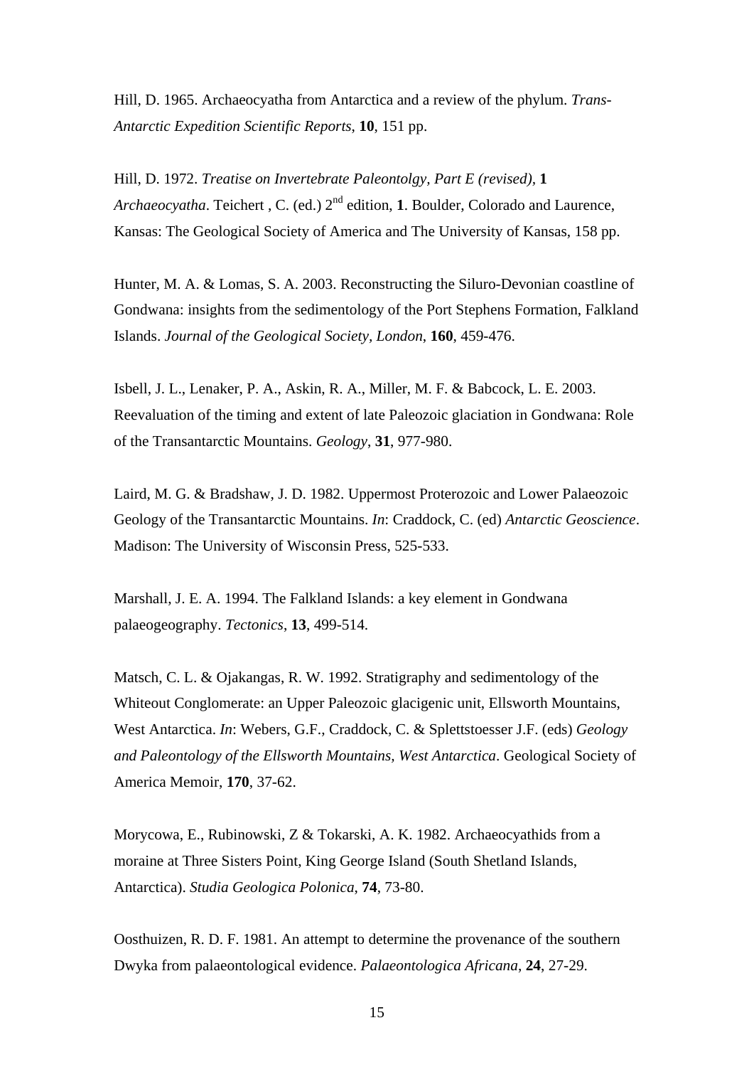Hill, D. 1965. Archaeocyatha from Antarctica and a review of the phylum. *Trans-Antarctic Expedition Scientific Reports*, **10**, 151 pp.

Hill, D. 1972. *Treatise on Invertebrate Paleontolgy, Part E (revised),* **1** *Archaeocyatha*. Teichert , C. (ed.) 2nd edition, **1**. Boulder, Colorado and Laurence, Kansas: The Geological Society of America and The University of Kansas, 158 pp.

Hunter, M. A. & Lomas, S. A. 2003. Reconstructing the Siluro-Devonian coastline of Gondwana: insights from the sedimentology of the Port Stephens Formation, Falkland Islands. *Journal of the Geological Society, London*, **160**, 459-476.

Isbell, J. L., Lenaker, P. A., Askin, R. A., Miller, M. F. & Babcock, L. E. 2003. Reevaluation of the timing and extent of late Paleozoic glaciation in Gondwana: Role of the Transantarctic Mountains. *Geology*, **31**, 977-980.

Laird, M. G. & Bradshaw, J. D. 1982. Uppermost Proterozoic and Lower Palaeozoic Geology of the Transantarctic Mountains. *In*: Craddock, C. (ed) *Antarctic Geoscience*. Madison: The University of Wisconsin Press, 525-533.

Marshall, J. E. A. 1994. The Falkland Islands: a key element in Gondwana palaeogeography. *Tectonics*, **13**, 499-514.

Matsch, C. L. & Ojakangas, R. W. 1992. Stratigraphy and sedimentology of the Whiteout Conglomerate: an Upper Paleozoic glacigenic unit, Ellsworth Mountains, West Antarctica. *In*: Webers, G.F., Craddock, C. & Splettstoesser J.F. (eds) *Geology and Paleontology of the Ellsworth Mountains, West Antarctica*. Geological Society of America Memoir, **170**, 37-62.

Morycowa, E., Rubinowski, Z & Tokarski, A. K. 1982. Archaeocyathids from a moraine at Three Sisters Point, King George Island (South Shetland Islands, Antarctica). *Studia Geologica Polonica*, **74**, 73-80.

Oosthuizen, R. D. F. 1981. An attempt to determine the provenance of the southern Dwyka from palaeontological evidence. *Palaeontologica Africana*, **24**, 27-29.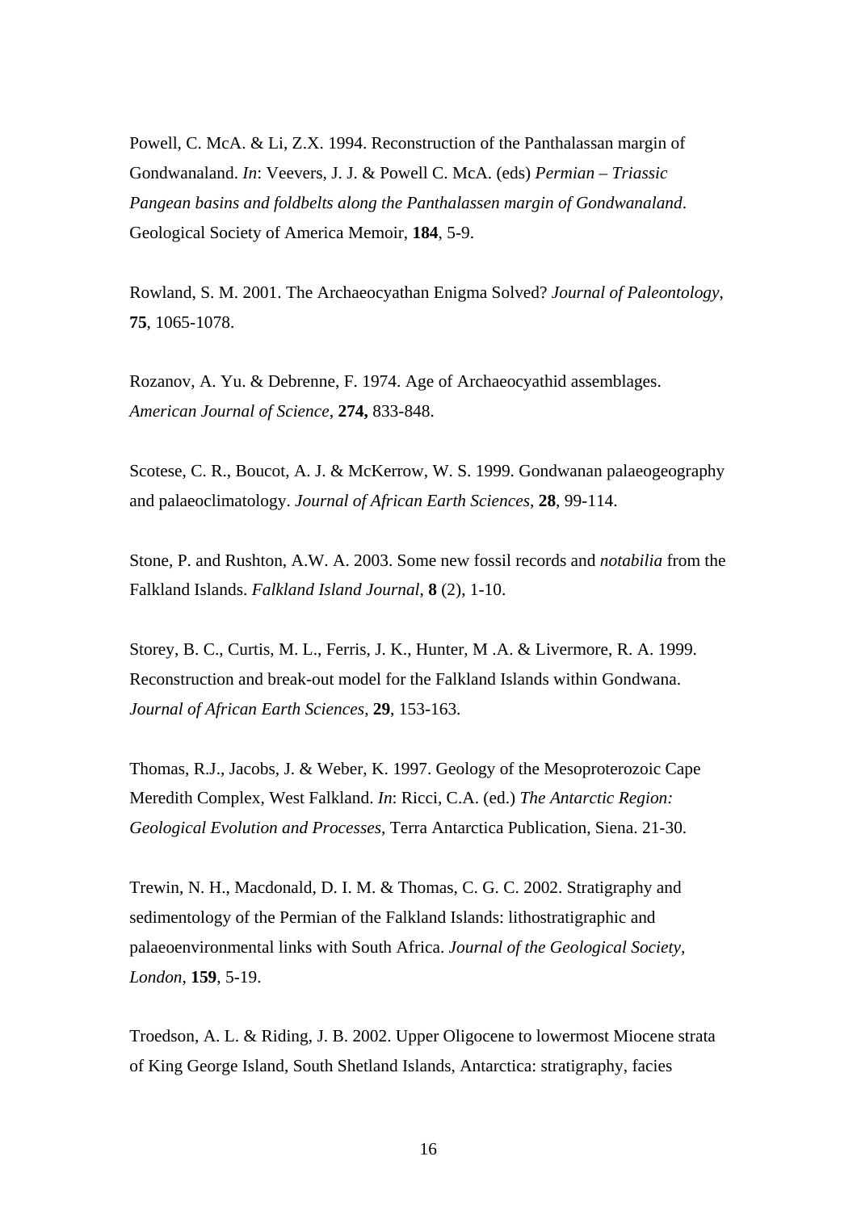Powell, C. McA. & Li, Z.X. 1994. Reconstruction of the Panthalassan margin of Gondwanaland. *In*: Veevers, J. J. & Powell C. McA. (eds) *Permian – Triassic Pangean basins and foldbelts along the Panthalassen margin of Gondwanaland*. Geological Society of America Memoir, **184**, 5-9.

Rowland, S. M. 2001. The Archaeocyathan Enigma Solved? *Journal of Paleontology*, **75**, 1065-1078.

Rozanov, A. Yu. & Debrenne, F. 1974. Age of Archaeocyathid assemblages. *American Journal of Science*, **274,** 833-848.

Scotese, C. R., Boucot, A. J. & McKerrow, W. S. 1999. Gondwanan palaeogeography and palaeoclimatology. *Journal of African Earth Sciences*, **28**, 99-114.

Stone, P. and Rushton, A.W. A. 2003. Some new fossil records and *notabilia* from the Falkland Islands. *Falkland Island Journal*, **8** (2), 1-10.

Storey, B. C., Curtis, M. L., Ferris, J. K., Hunter, M .A. & Livermore, R. A. 1999. Reconstruction and break-out model for the Falkland Islands within Gondwana. *Journal of African Earth Sciences*, **29**, 153-163.

Thomas, R.J., Jacobs, J. & Weber, K. 1997. Geology of the Mesoproterozoic Cape Meredith Complex, West Falkland. *In*: Ricci, C.A. (ed.) *The Antarctic Region: Geological Evolution and Processes*, Terra Antarctica Publication, Siena. 21-30.

Trewin, N. H., Macdonald, D. I. M. & Thomas, C. G. C. 2002. Stratigraphy and sedimentology of the Permian of the Falkland Islands: lithostratigraphic and palaeoenvironmental links with South Africa. *Journal of the Geological Society, London*, **159**, 5-19.

Troedson, A. L. & Riding, J. B. 2002. Upper Oligocene to lowermost Miocene strata of King George Island, South Shetland Islands, Antarctica: stratigraphy, facies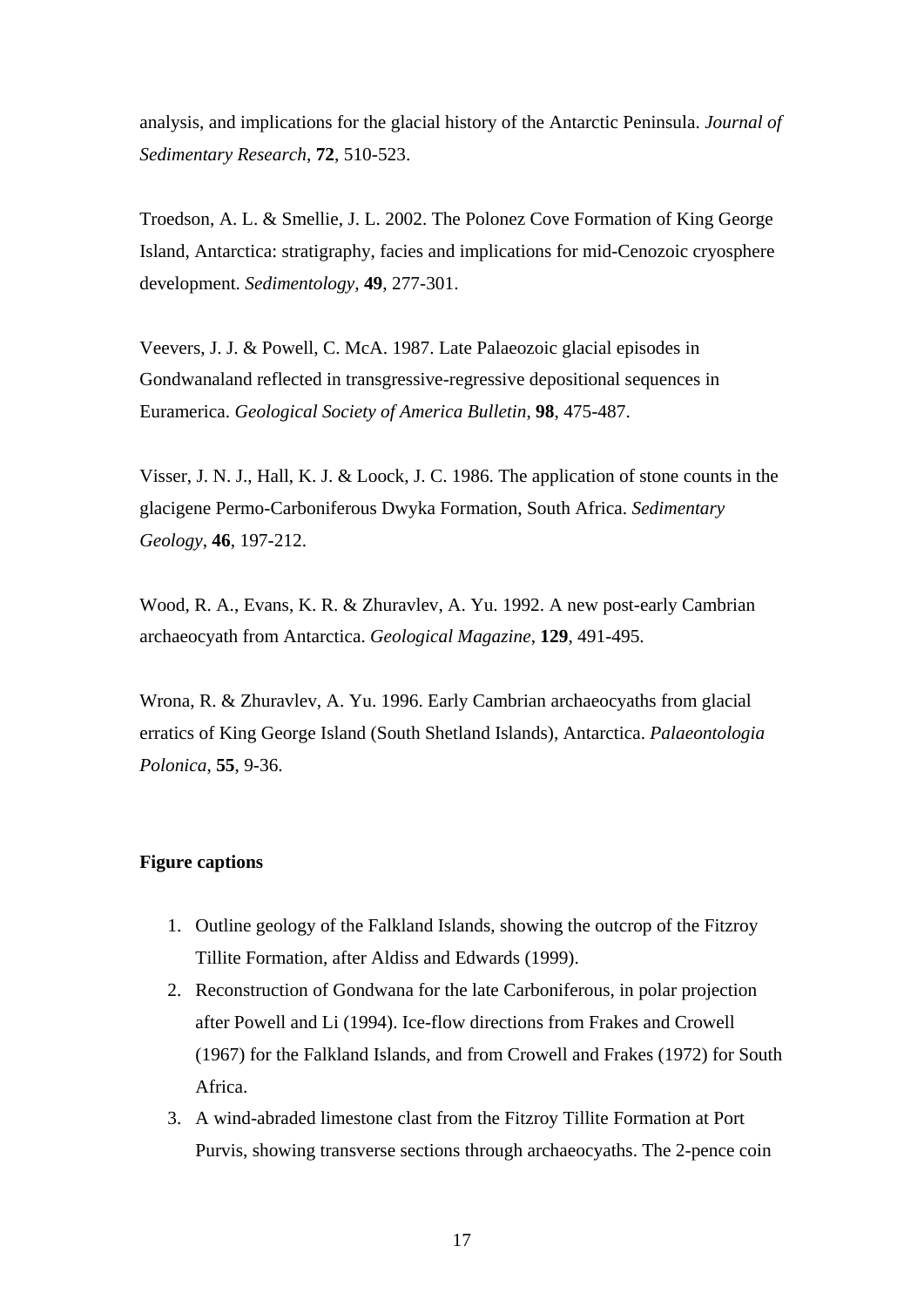analysis, and implications for the glacial history of the Antarctic Peninsula. *Journal of Sedimentary Research*, **72**, 510-523.

Troedson, A. L. & Smellie, J. L. 2002. The Polonez Cove Formation of King George Island, Antarctica: stratigraphy, facies and implications for mid-Cenozoic cryosphere development. *Sedimentology*, **49**, 277-301.

Veevers, J. J. & Powell, C. McA. 1987. Late Palaeozoic glacial episodes in Gondwanaland reflected in transgressive-regressive depositional sequences in Euramerica. *Geological Society of America Bulletin*, **98**, 475-487.

Visser, J. N. J., Hall, K. J. & Loock, J. C. 1986. The application of stone counts in the glacigene Permo-Carboniferous Dwyka Formation, South Africa. *Sedimentary Geology*, **46**, 197-212.

Wood, R. A., Evans, K. R. & Zhuravlev, A. Yu. 1992. A new post-early Cambrian archaeocyath from Antarctica. *Geological Magazine*, **129**, 491-495.

Wrona, R. & Zhuravlev, A. Yu. 1996. Early Cambrian archaeocyaths from glacial erratics of King George Island (South Shetland Islands), Antarctica. *Palaeontologia Polonica*, **55**, 9-36.

**Figure captions**

1. Outline geology of the Falkland Islands, showing the outcrop of the Fitzroy Tillite Formation, after Aldiss and Edwards (1999).
2. Reconstruction of Gondwana for the late Carboniferous, in polar projection after Powell and Li (1994). Ice-flow directions from Frakes and Crowell (1967) for the Falkland Islands, and from Crowell and Frakes (1972) for South Africa.
3. A wind-abraded limestone clast from the Fitzroy Tillite Formation at Port Purvis, showing transverse sections through archaeocyaths. The 2-pence coin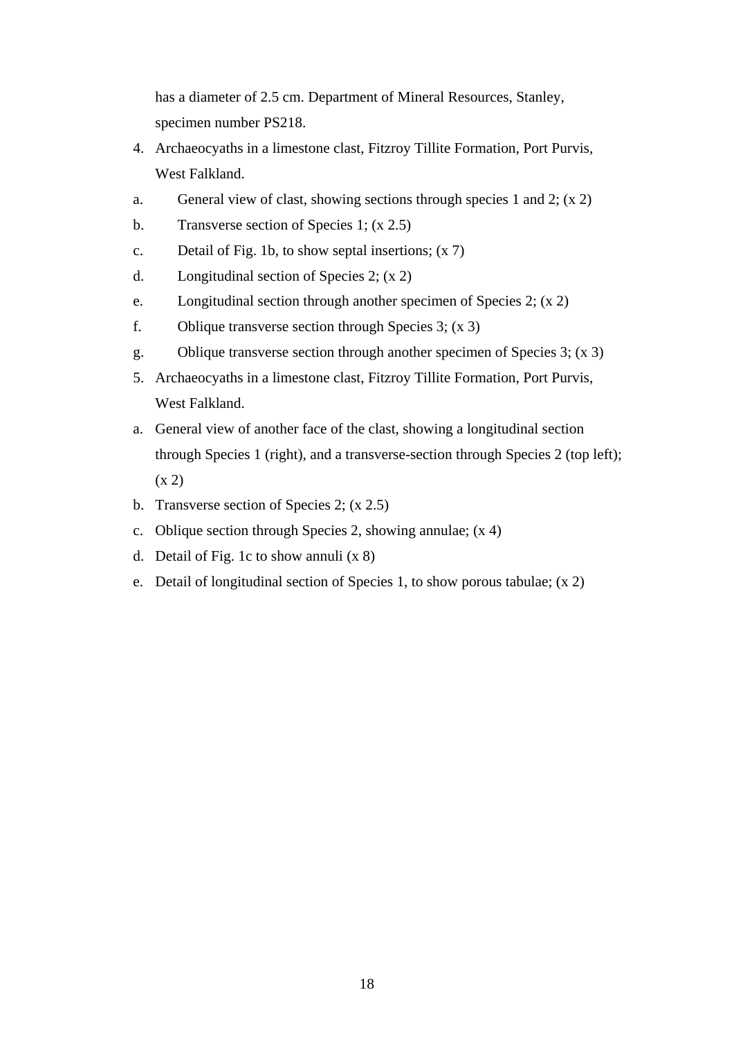has a diameter of 2.5 cm. Department of Mineral Resources, Stanley, specimen number PS218.

4. Archaeocyaths in a limestone clast, Fitzroy Tillite Formation, Port Purvis, West Falkland.

a. General view of clast, showing sections through species 1 and 2; (x 2)

b. Transverse section of Species 1; (x 2.5)

c. Detail of Fig. 1b, to show septal insertions; (x 7)

d. Longitudinal section of Species 2; (x 2)

e. Longitudinal section through another specimen of Species 2; (x 2)

f. Oblique transverse section through Species 3; (x 3)

g. Oblique transverse section through another specimen of Species 3; (x 3)

5. Archaeocyaths in a limestone clast, Fitzroy Tillite Formation, Port Purvis, West Falkland.

a. General view of another face of the clast, showing a longitudinal section through Species 1 (right), and a transverse-section through Species 2 (top left); (x 2)

b. Transverse section of Species 2; (x 2.5)

c. Oblique section through Species 2, showing annulae; (x 4)

d. Detail of Fig. 1c to show annuli (x 8)

e. Detail of longitudinal section of Species 1, to show porous tabulae; (x 2)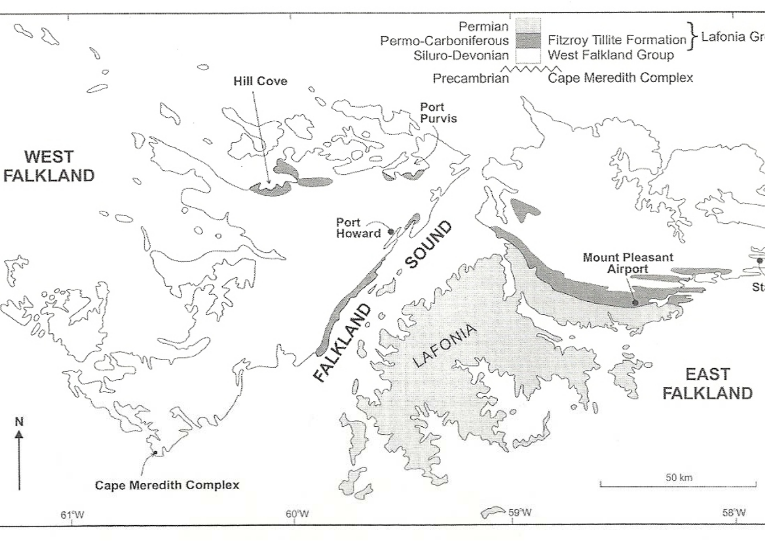Permian
Permo-Carboniferous — Fitzroy Tillite Formation } Lafonia Gr
Siluro-Devonian — West Falkland Group
Precambrian — Cape Meredith Complex

Hill Cove

Port Purvis

WEST FALKLAND

Port Howard

FALKLAND SOUND

LAFONIA

Mount Pleasant Airport

St

EAST FALKLAND

N

Cape Meredith Complex

50 km

61°W 60°W 59°W 58°W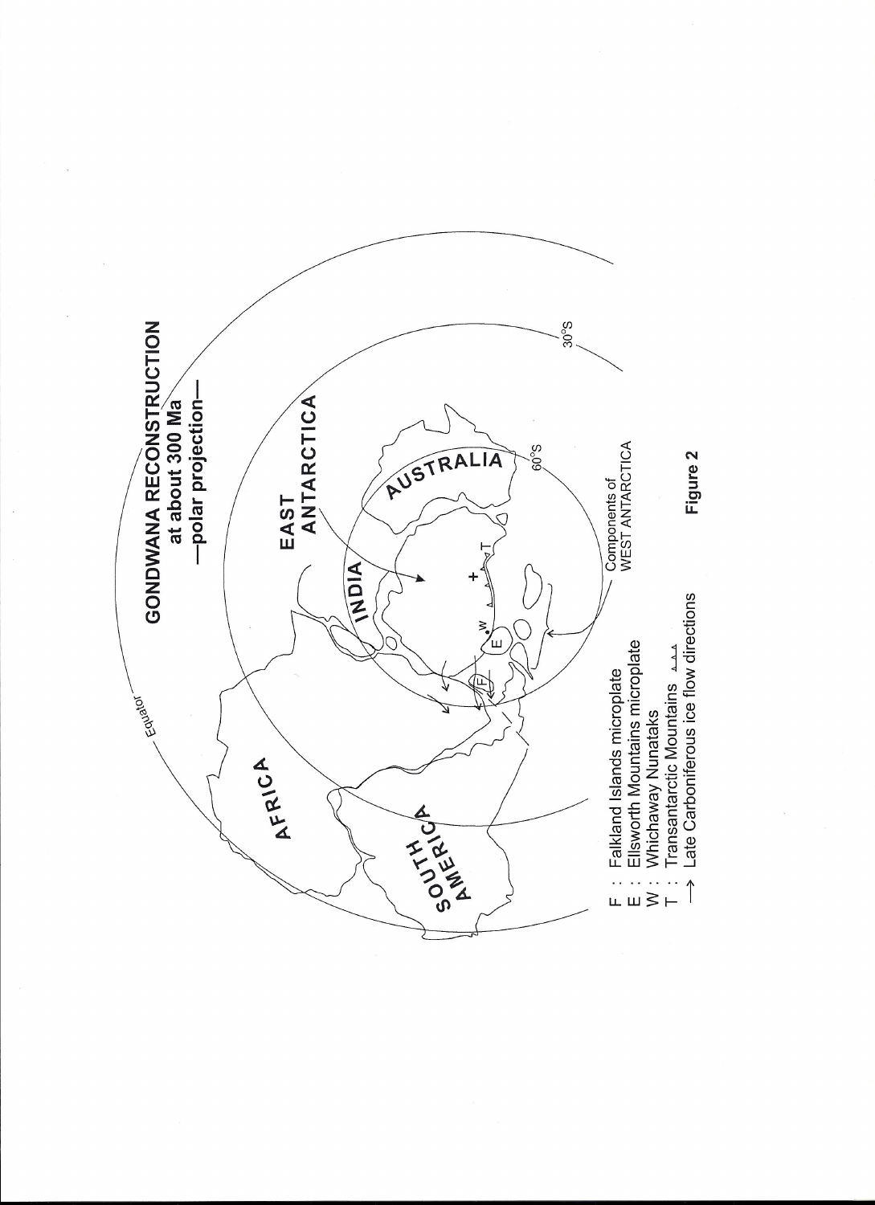GONDWANA RECONSTRUCTION
at about 300 Ma
—polar projection—

Equator

30°S

60°S

AFRICA

SOUTH AMERICA

INDIA

AUSTRALIA

EAST ANTARCTICA

Components of WEST ANTARCTICA

F : Falkland Islands microplate
E : Ellsworth Mountains microplate
W : Whichaway Nunataks
T : Transantarctic Mountains
→ Late Carboniferous ice flow directions

Figure 2